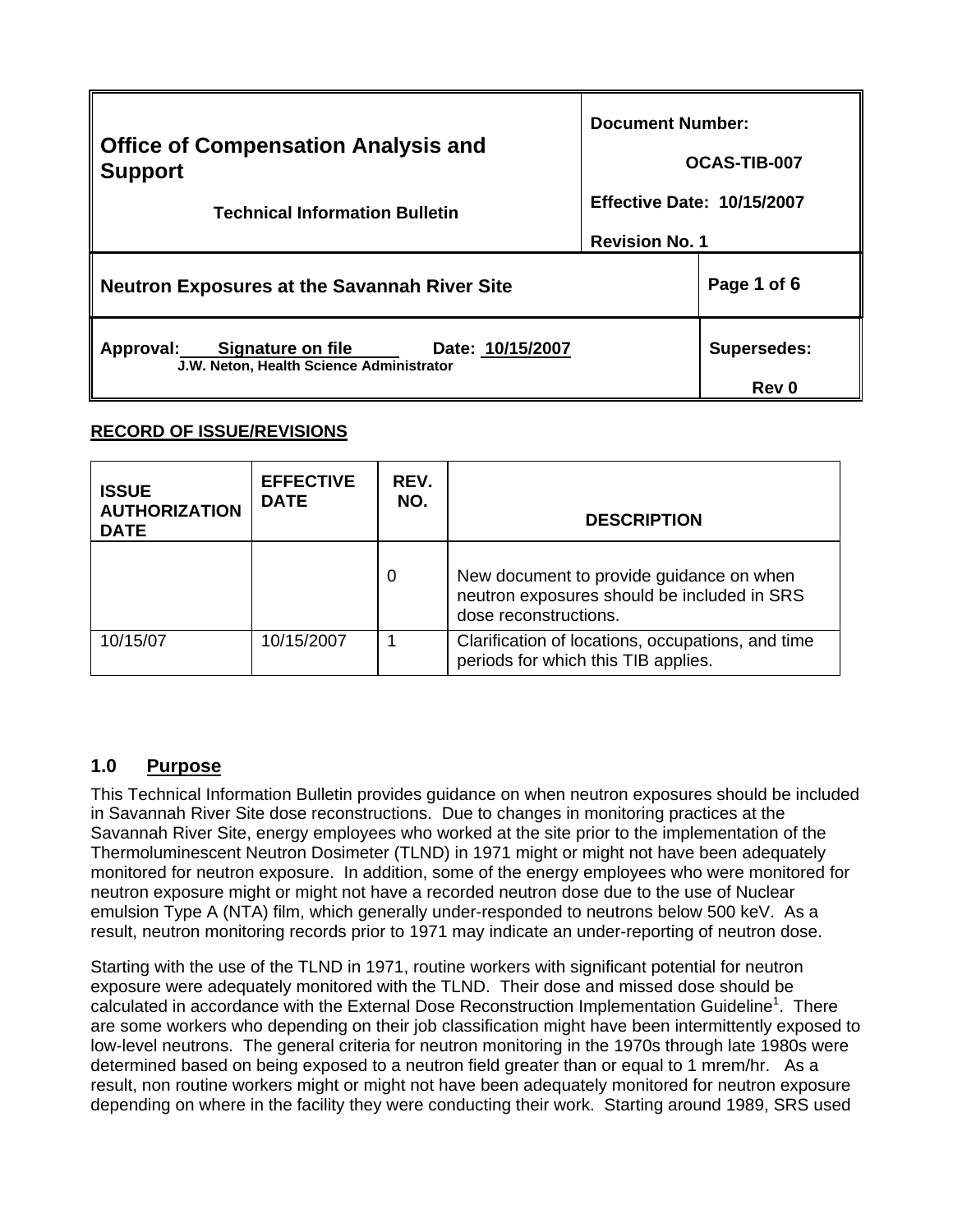| Office of Compensation Analysis and Support<br><br>Technical Information Bulletin | Document Number:<br><br>OCAS-TIB-007<br><br>Effective Date: 10/15/2007<br><br>Revision No. 1 | |
|---|---|---|
| Neutron Exposures at the Savannah River Site | | Page 1 of 6 |
| Approval: Signature on file Date: 10/15/2007<br>J.W. Neton, Health Science Administrator | | Supersedes:<br><br>Rev 0 |

**RECORD OF ISSUE/REVISIONS**

| ISSUE AUTHORIZATION DATE | EFFECTIVE DATE | REV. NO. | DESCRIPTION |
|---|---|---|---|
| | | 0 | New document to provide guidance on when neutron exposures should be included in SRS dose reconstructions. |
| 10/15/07 | 10/15/2007 | 1 | Clarification of locations, occupations, and time periods for which this TIB applies. |

## 1.0 Purpose

This Technical Information Bulletin provides guidance on when neutron exposures should be included in Savannah River Site dose reconstructions. Due to changes in monitoring practices at the Savannah River Site, energy employees who worked at the site prior to the implementation of the Thermoluminescent Neutron Dosimeter (TLND) in 1971 might or might not have been adequately monitored for neutron exposure. In addition, some of the energy employees who were monitored for neutron exposure might or might not have a recorded neutron dose due to the use of Nuclear emulsion Type A (NTA) film, which generally under-responded to neutrons below 500 keV. As a result, neutron monitoring records prior to 1971 may indicate an under-reporting of neutron dose.

Starting with the use of the TLND in 1971, routine workers with significant potential for neutron exposure were adequately monitored with the TLND. Their dose and missed dose should be calculated in accordance with the External Dose Reconstruction Implementation Guideline[1]. There are some workers who depending on their job classification might have been intermittently exposed to low-level neutrons. The general criteria for neutron monitoring in the 1970s through late 1980s were determined based on being exposed to a neutron field greater than or equal to 1 mrem/hr. As a result, non routine workers might or might not have been adequately monitored for neutron exposure depending on where in the facility they were conducting their work. Starting around 1989, SRS used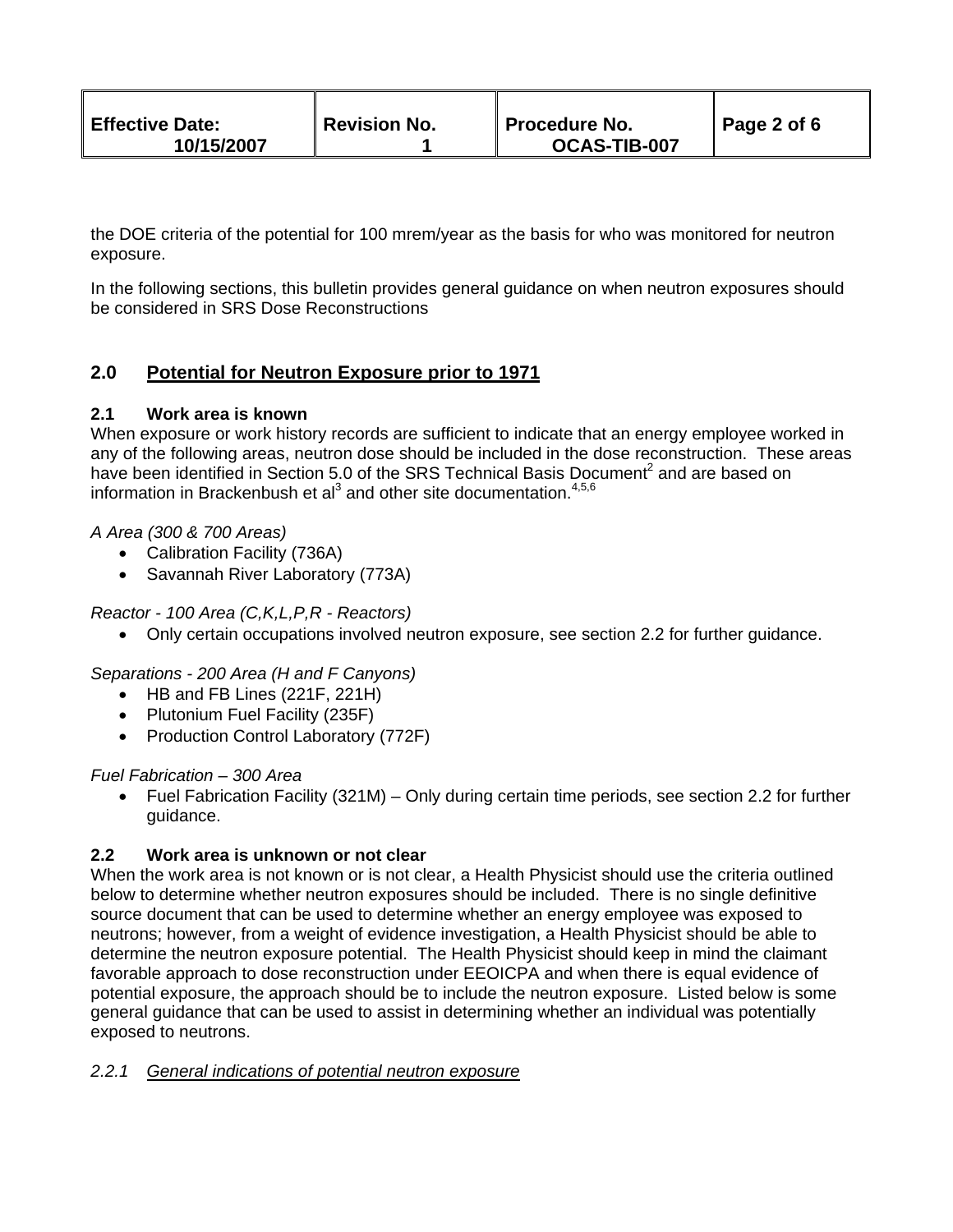the DOE criteria of the potential for 100 mrem/year as the basis for who was monitored for neutron exposure.

In the following sections, this bulletin provides general guidance on when neutron exposures should be considered in SRS Dose Reconstructions

## 2.0 Potential for Neutron Exposure prior to 1971

### 2.1 Work area is known

When exposure or work history records are sufficient to indicate that an energy employee worked in any of the following areas, neutron dose should be included in the dose reconstruction. These areas have been identified in Section 5.0 of the SRS Technical Basis Document[2] and are based on information in Brackenbush et al[3] and other site documentation.[4,5,6]

*A Area (300 & 700 Areas)*

- Calibration Facility (736A)
- Savannah River Laboratory (773A)

*Reactor - 100 Area (C,K,L,P,R - Reactors)*

- Only certain occupations involved neutron exposure, see section 2.2 for further guidance.

*Separations - 200 Area (H and F Canyons)*

- HB and FB Lines (221F, 221H)
- Plutonium Fuel Facility (235F)
- Production Control Laboratory (772F)

*Fuel Fabrication – 300 Area*

- Fuel Fabrication Facility (321M) – Only during certain time periods, see section 2.2 for further guidance.

### 2.2 Work area is unknown or not clear

When the work area is not known or is not clear, a Health Physicist should use the criteria outlined below to determine whether neutron exposures should be included. There is no single definitive source document that can be used to determine whether an energy employee was exposed to neutrons; however, from a weight of evidence investigation, a Health Physicist should be able to determine the neutron exposure potential. The Health Physicist should keep in mind the claimant favorable approach to dose reconstruction under EEOICPA and when there is equal evidence of potential exposure, the approach should be to include the neutron exposure. Listed below is some general guidance that can be used to assist in determining whether an individual was potentially exposed to neutrons.

#### *2.2.1 General indications of potential neutron exposure*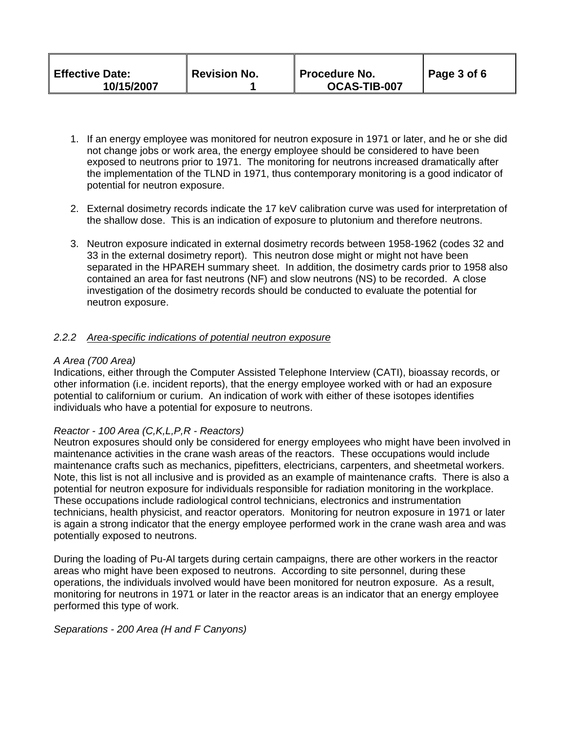1. If an energy employee was monitored for neutron exposure in 1971 or later, and he or she did not change jobs or work area, the energy employee should be considered to have been exposed to neutrons prior to 1971. The monitoring for neutrons increased dramatically after the implementation of the TLND in 1971, thus contemporary monitoring is a good indicator of potential for neutron exposure.

2. External dosimetry records indicate the 17 keV calibration curve was used for interpretation of the shallow dose. This is an indication of exposure to plutonium and therefore neutrons.

3. Neutron exposure indicated in external dosimetry records between 1958-1962 (codes 32 and 33 in the external dosimetry report). This neutron dose might or might not have been separated in the HPAREH summary sheet. In addition, the dosimetry cards prior to 1958 also contained an area for fast neutrons (NF) and slow neutrons (NS) to be recorded. A close investigation of the dosimetry records should be conducted to evaluate the potential for neutron exposure.

#### *2.2.2 Area-specific indications of potential neutron exposure*

*A Area (700 Area)*
Indications, either through the Computer Assisted Telephone Interview (CATI), bioassay records, or other information (i.e. incident reports), that the energy employee worked with or had an exposure potential to californium or curium. An indication of work with either of these isotopes identifies individuals who have a potential for exposure to neutrons.

*Reactor - 100 Area (C,K,L,P,R - Reactors)*
Neutron exposures should only be considered for energy employees who might have been involved in maintenance activities in the crane wash areas of the reactors. These occupations would include maintenance crafts such as mechanics, pipefitters, electricians, carpenters, and sheetmetal workers. Note, this list is not all inclusive and is provided as an example of maintenance crafts. There is also a potential for neutron exposure for individuals responsible for radiation monitoring in the workplace. These occupations include radiological control technicians, electronics and instrumentation technicians, health physicist, and reactor operators. Monitoring for neutron exposure in 1971 or later is again a strong indicator that the energy employee performed work in the crane wash area and was potentially exposed to neutrons.

During the loading of Pu-Al targets during certain campaigns, there are other workers in the reactor areas who might have been exposed to neutrons. According to site personnel, during these operations, the individuals involved would have been monitored for neutron exposure. As a result, monitoring for neutrons in 1971 or later in the reactor areas is an indicator that an energy employee performed this type of work.

*Separations - 200 Area (H and F Canyons)*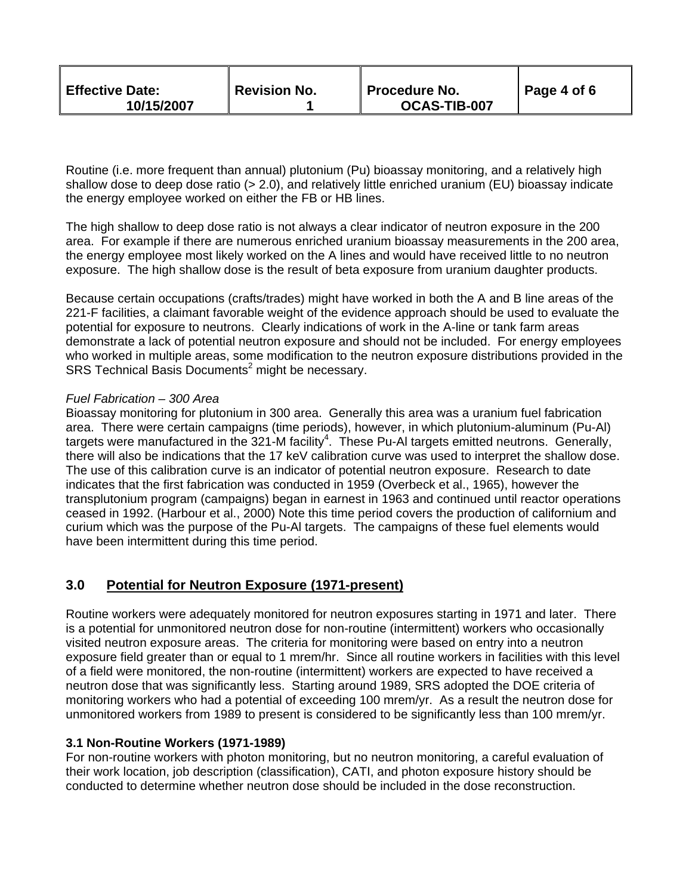Routine (i.e. more frequent than annual) plutonium (Pu) bioassay monitoring, and a relatively high shallow dose to deep dose ratio (> 2.0), and relatively little enriched uranium (EU) bioassay indicate the energy employee worked on either the FB or HB lines.

The high shallow to deep dose ratio is not always a clear indicator of neutron exposure in the 200 area. For example if there are numerous enriched uranium bioassay measurements in the 200 area, the energy employee most likely worked on the A lines and would have received little to no neutron exposure. The high shallow dose is the result of beta exposure from uranium daughter products.

Because certain occupations (crafts/trades) might have worked in both the A and B line areas of the 221-F facilities, a claimant favorable weight of the evidence approach should be used to evaluate the potential for exposure to neutrons. Clearly indications of work in the A-line or tank farm areas demonstrate a lack of potential neutron exposure and should not be included. For energy employees who worked in multiple areas, some modification to the neutron exposure distributions provided in the SRS Technical Basis Documents[2] might be necessary.

*Fuel Fabrication – 300 Area*

Bioassay monitoring for plutonium in 300 area. Generally this area was a uranium fuel fabrication area. There were certain campaigns (time periods), however, in which plutonium-aluminum (Pu-Al) targets were manufactured in the 321-M facility[4]. These Pu-Al targets emitted neutrons. Generally, there will also be indications that the 17 keV calibration curve was used to interpret the shallow dose. The use of this calibration curve is an indicator of potential neutron exposure. Research to date indicates that the first fabrication was conducted in 1959 (Overbeck et al., 1965), however the transplutonium program (campaigns) began in earnest in 1963 and continued until reactor operations ceased in 1992. (Harbour et al., 2000) Note this time period covers the production of californium and curium which was the purpose of the Pu-Al targets. The campaigns of these fuel elements would have been intermittent during this time period.

## 3.0 Potential for Neutron Exposure (1971-present)

Routine workers were adequately monitored for neutron exposures starting in 1971 and later. There is a potential for unmonitored neutron dose for non-routine (intermittent) workers who occasionally visited neutron exposure areas. The criteria for monitoring were based on entry into a neutron exposure field greater than or equal to 1 mrem/hr. Since all routine workers in facilities with this level of a field were monitored, the non-routine (intermittent) workers are expected to have received a neutron dose that was significantly less. Starting around 1989, SRS adopted the DOE criteria of monitoring workers who had a potential of exceeding 100 mrem/yr. As a result the neutron dose for unmonitored workers from 1989 to present is considered to be significantly less than 100 mrem/yr.

### 3.1 Non-Routine Workers (1971-1989)

For non-routine workers with photon monitoring, but no neutron monitoring, a careful evaluation of their work location, job description (classification), CATI, and photon exposure history should be conducted to determine whether neutron dose should be included in the dose reconstruction.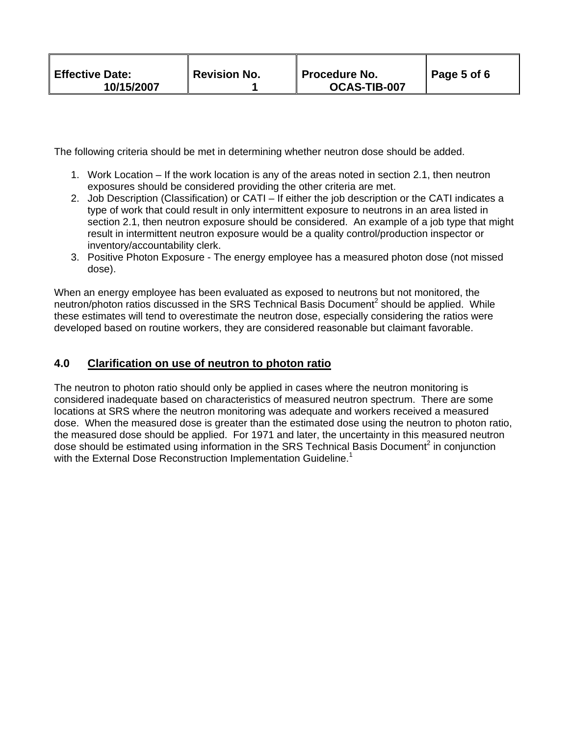The following criteria should be met in determining whether neutron dose should be added.

1. Work Location – If the work location is any of the areas noted in section 2.1, then neutron exposures should be considered providing the other criteria are met.
2. Job Description (Classification) or CATI – If either the job description or the CATI indicates a type of work that could result in only intermittent exposure to neutrons in an area listed in section 2.1, then neutron exposure should be considered. An example of a job type that might result in intermittent neutron exposure would be a quality control/production inspector or inventory/accountability clerk.
3. Positive Photon Exposure - The energy employee has a measured photon dose (not missed dose).

When an energy employee has been evaluated as exposed to neutrons but not monitored, the neutron/photon ratios discussed in the SRS Technical Basis Document[2] should be applied. While these estimates will tend to overestimate the neutron dose, especially considering the ratios were developed based on routine workers, they are considered reasonable but claimant favorable.

## 4.0 Clarification on use of neutron to photon ratio

The neutron to photon ratio should only be applied in cases where the neutron monitoring is considered inadequate based on characteristics of measured neutron spectrum. There are some locations at SRS where the neutron monitoring was adequate and workers received a measured dose. When the measured dose is greater than the estimated dose using the neutron to photon ratio, the measured dose should be applied. For 1971 and later, the uncertainty in this measured neutron dose should be estimated using information in the SRS Technical Basis Document[2] in conjunction with the External Dose Reconstruction Implementation Guideline.[1]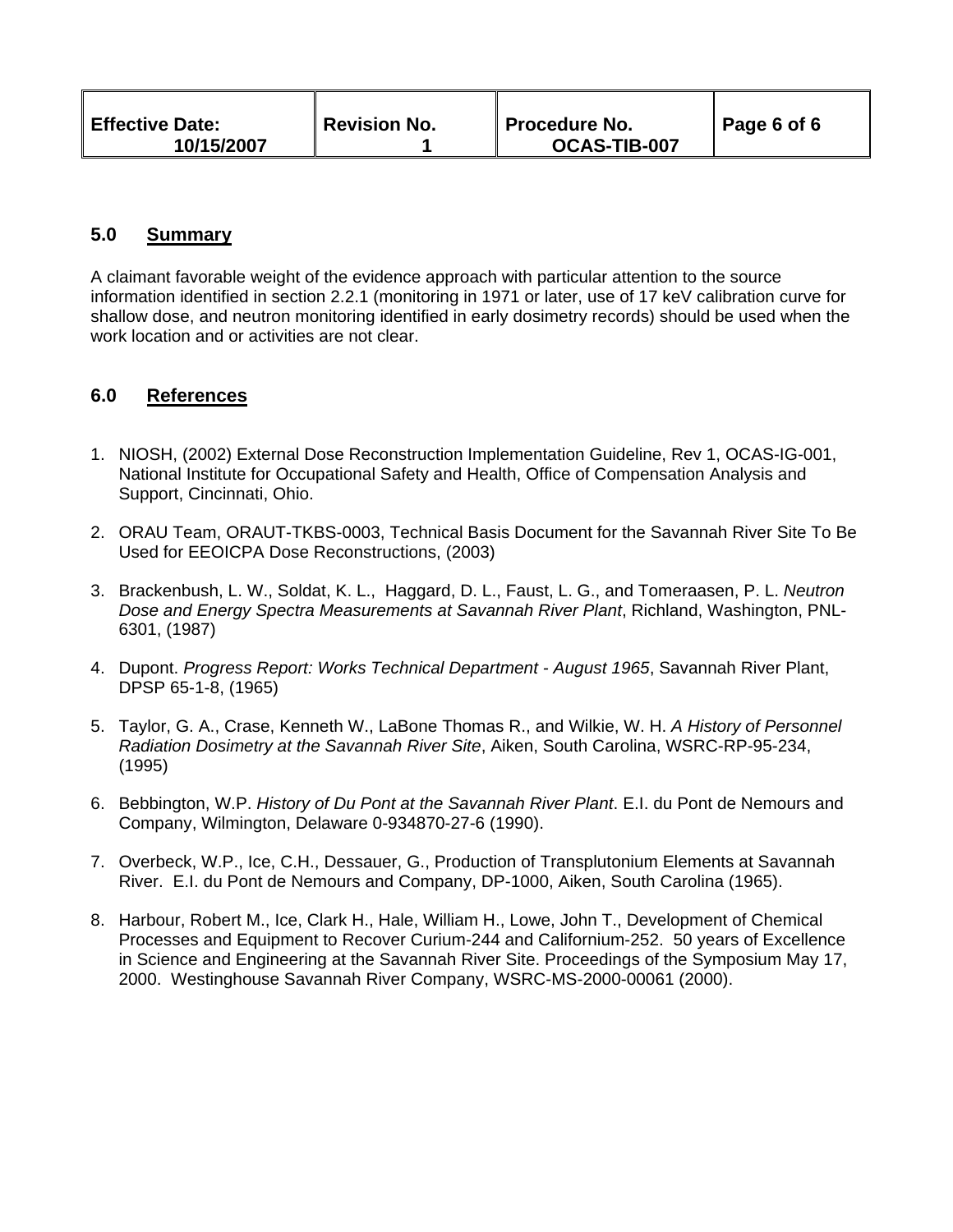## 5.0 Summary

A claimant favorable weight of the evidence approach with particular attention to the source information identified in section 2.2.1 (monitoring in 1971 or later, use of 17 keV calibration curve for shallow dose, and neutron monitoring identified in early dosimetry records) should be used when the work location and or activities are not clear.

## 6.0 References

1. NIOSH, (2002) External Dose Reconstruction Implementation Guideline, Rev 1, OCAS-IG-001, National Institute for Occupational Safety and Health, Office of Compensation Analysis and Support, Cincinnati, Ohio.

2. ORAU Team, ORAUT-TKBS-0003, Technical Basis Document for the Savannah River Site To Be Used for EEOICPA Dose Reconstructions, (2003)

3. Brackenbush, L. W., Soldat, K. L., Haggard, D. L., Faust, L. G., and Tomeraasen, P. L. *Neutron Dose and Energy Spectra Measurements at Savannah River Plant*, Richland, Washington, PNL-6301, (1987)

4. Dupont. *Progress Report: Works Technical Department - August 1965*, Savannah River Plant, DPSP 65-1-8, (1965)

5. Taylor, G. A., Crase, Kenneth W., LaBone Thomas R., and Wilkie, W. H. *A History of Personnel Radiation Dosimetry at the Savannah River Site*, Aiken, South Carolina, WSRC-RP-95-234, (1995)

6. Bebbington, W.P. *History of Du Pont at the Savannah River Plant*. E.I. du Pont de Nemours and Company, Wilmington, Delaware 0-934870-27-6 (1990).

7. Overbeck, W.P., Ice, C.H., Dessauer, G., Production of Transplutonium Elements at Savannah River. E.I. du Pont de Nemours and Company, DP-1000, Aiken, South Carolina (1965).

8. Harbour, Robert M., Ice, Clark H., Hale, William H., Lowe, John T., Development of Chemical Processes and Equipment to Recover Curium-244 and Californium-252. 50 years of Excellence in Science and Engineering at the Savannah River Site. Proceedings of the Symposium May 17, 2000. Westinghouse Savannah River Company, WSRC-MS-2000-00061 (2000).